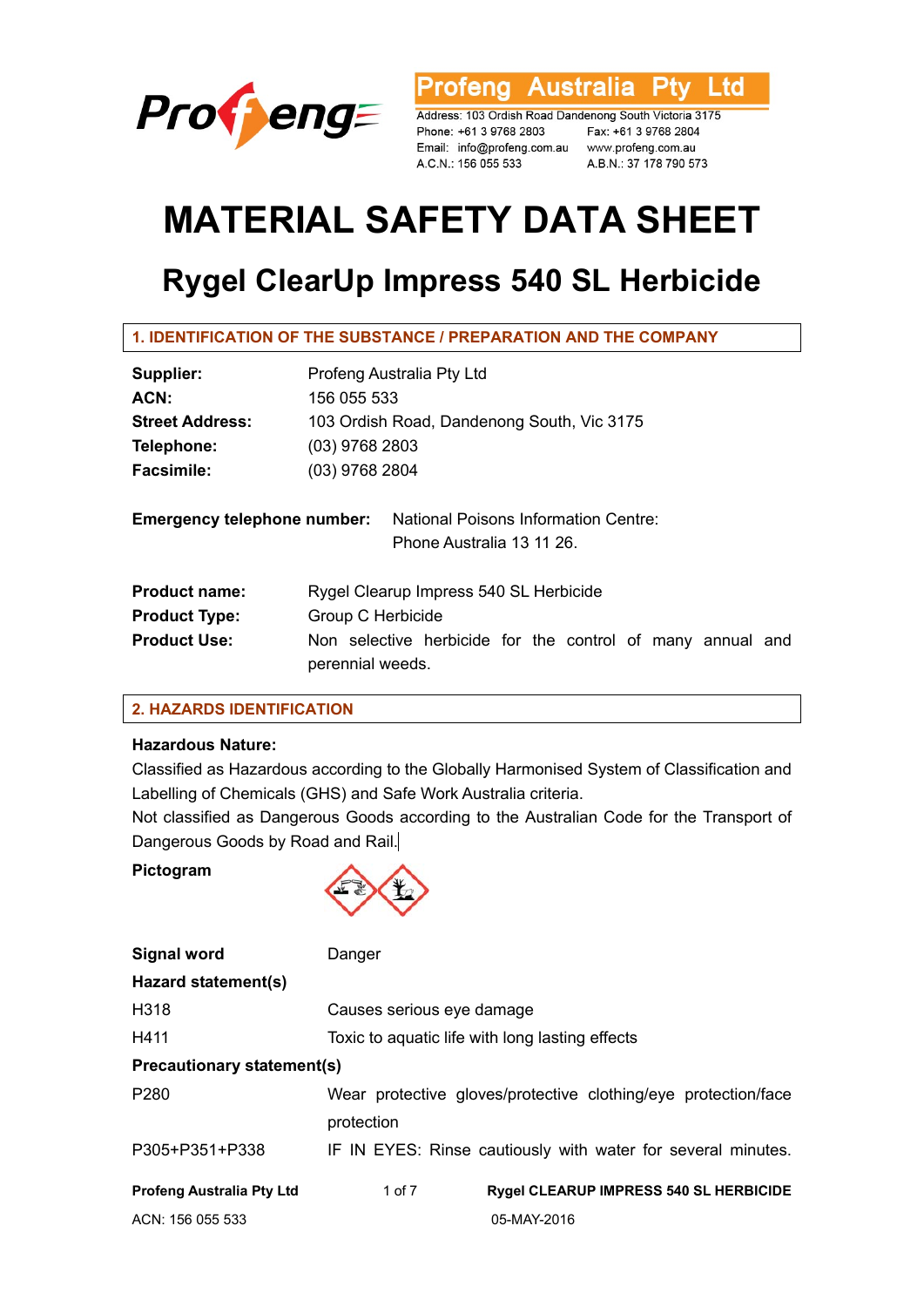**Profeng Australia Pty Ltd**

Address: 103 Ordish Road Dandenong South Victoria 3175
Phone: +61 3 9768 2803 Fax: +61 3 9768 2804
Email: info@profeng.com.au www.profeng.com.au
A.C.N.: 156 055 533 A.B.N.: 37 178 790 573

# MATERIAL SAFETY DATA SHEET

## Rygel ClearUp Impress 540 SL Herbicide

### 1. IDENTIFICATION OF THE SUBSTANCE / PREPARATION AND THE COMPANY

**Supplier:** Profeng Australia Pty Ltd
**ACN:** 156 055 533
**Street Address:** 103 Ordish Road, Dandenong South, Vic 3175
**Telephone:** (03) 9768 2803
**Facsimile:** (03) 9768 2804

**Emergency telephone number:** National Poisons Information Centre: Phone Australia 13 11 26.

**Product name:** Rygel Clearup Impress 540 SL Herbicide
**Product Type:** Group C Herbicide
**Product Use:** Non selective herbicide for the control of many annual and perennial weeds.

### 2. HAZARDS IDENTIFICATION

**Hazardous Nature:**
Classified as Hazardous according to the Globally Harmonised System of Classification and Labelling of Chemicals (GHS) and Safe Work Australia criteria.
Not classified as Dangerous Goods according to the Australian Code for the Transport of Dangerous Goods by Road and Rail.

**Pictogram**

| | |
|---|---|
| **Signal word** | Danger |
| **Hazard statement(s)** | |
| H318 | Causes serious eye damage |
| H411 | Toxic to aquatic life with long lasting effects |
| **Precautionary statement(s)** | |
| P280 | Wear protective gloves/protective clothing/eye protection/face protection |
| P305+P351+P338 | IF IN EYES: Rinse cautiously with water for several minutes. |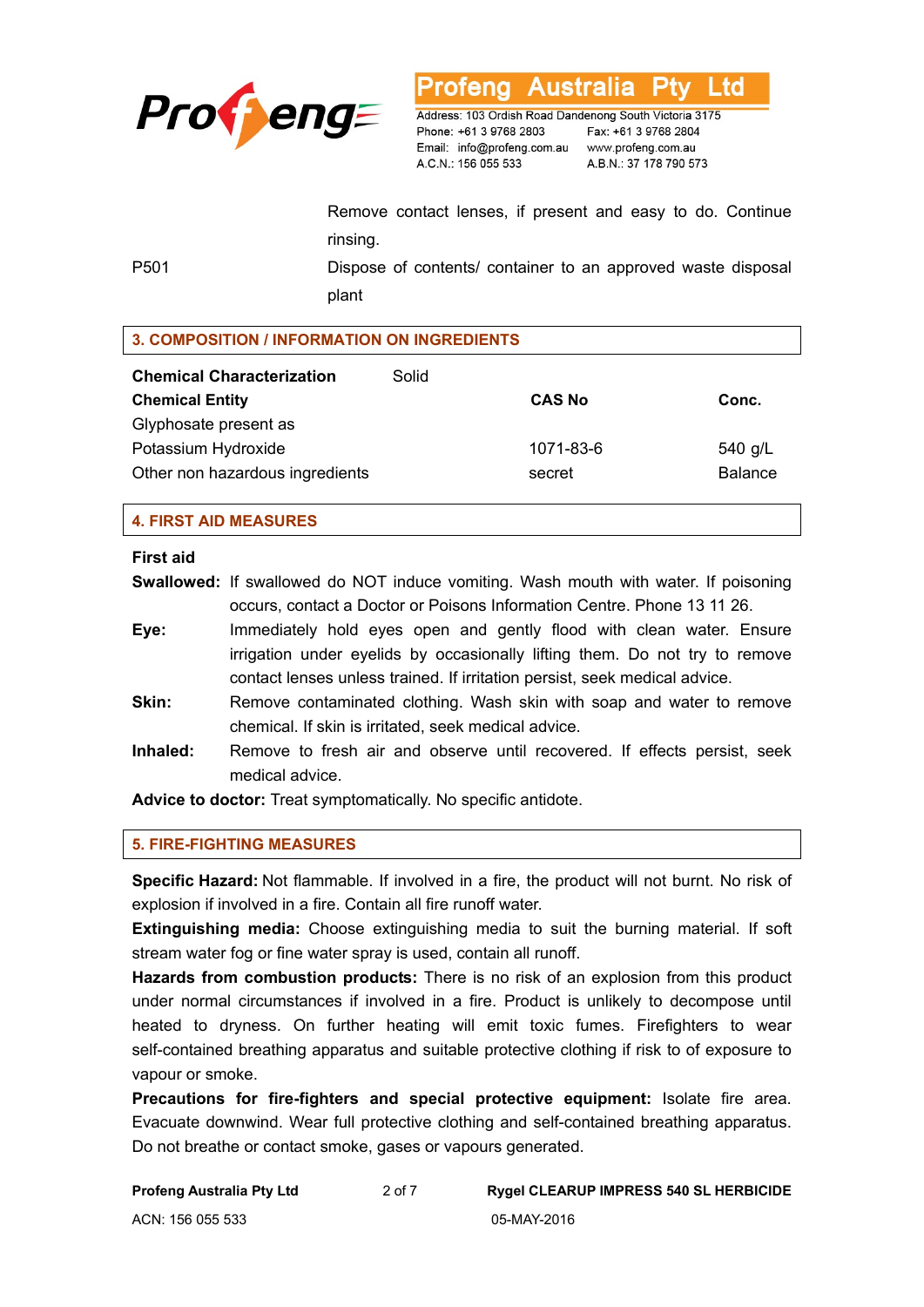| | |
|---|---|
| | Remove contact lenses, if present and easy to do. Continue rinsing. |
| P501 | Dispose of contents/ container to an approved waste disposal plant |

## 3. COMPOSITION / INFORMATION ON INGREDIENTS

| **Chemical Characterization** | Solid | | |
|---|---|---|---|
| **Chemical Entity** | | **CAS No** | **Conc.** |
| Glyphosate present as | | | |
| Potassium Hydroxide | | 1071-83-6 | 540 g/L |
| Other non hazardous ingredients | | secret | Balance |

## 4. FIRST AID MEASURES

**First aid**

**Swallowed:** If swallowed do NOT induce vomiting. Wash mouth with water. If poisoning occurs, contact a Doctor or Poisons Information Centre. Phone 13 11 26.

**Eye:** Immediately hold eyes open and gently flood with clean water. Ensure irrigation under eyelids by occasionally lifting them. Do not try to remove contact lenses unless trained. If irritation persist, seek medical advice.

**Skin:** Remove contaminated clothing. Wash skin with soap and water to remove chemical. If skin is irritated, seek medical advice.

**Inhaled:** Remove to fresh air and observe until recovered. If effects persist, seek medical advice.

**Advice to doctor:** Treat symptomatically. No specific antidote.

## 5. FIRE-FIGHTING MEASURES

**Specific Hazard:** Not flammable. If involved in a fire, the product will not burnt. No risk of explosion if involved in a fire. Contain all fire runoff water.

**Extinguishing media:** Choose extinguishing media to suit the burning material. If soft stream water fog or fine water spray is used, contain all runoff.

**Hazards from combustion products:** There is no risk of an explosion from this product under normal circumstances if involved in a fire. Product is unlikely to decompose until heated to dryness. On further heating will emit toxic fumes. Firefighters to wear self-contained breathing apparatus and suitable protective clothing if risk to of exposure to vapour or smoke.

**Precautions for fire-fighters and special protective equipment:** Isolate fire area. Evacuate downwind. Wear full protective clothing and self-contained breathing apparatus. Do not breathe or contact smoke, gases or vapours generated.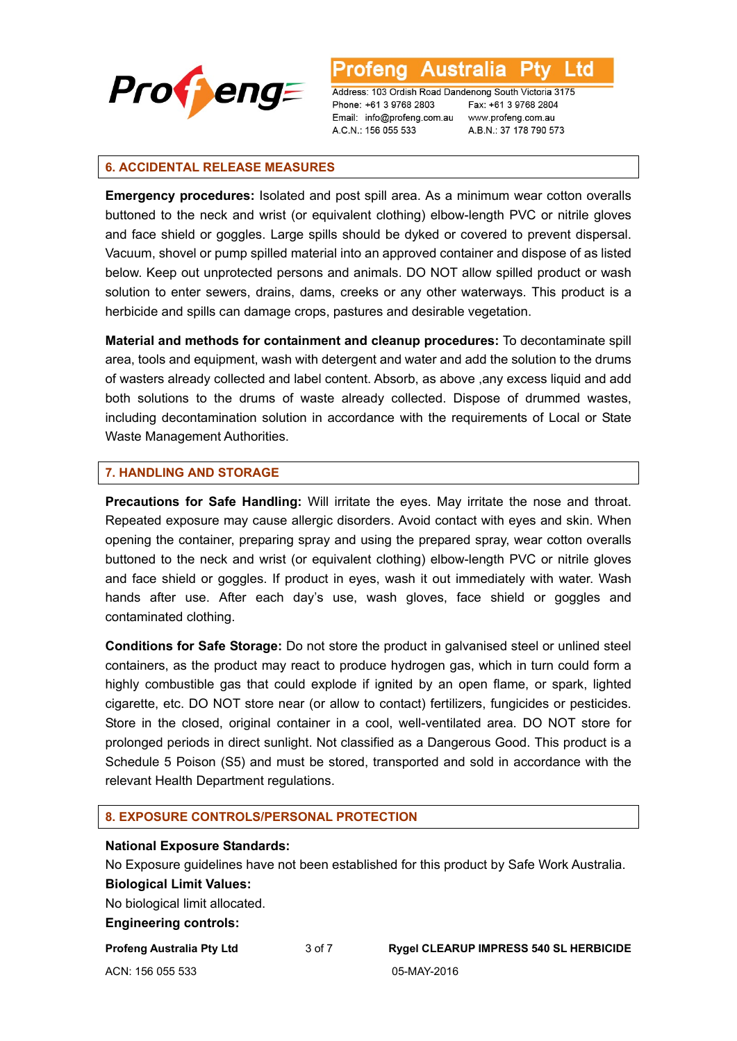## 6. ACCIDENTAL RELEASE MEASURES

**Emergency procedures:** Isolated and post spill area. As a minimum wear cotton overalls buttoned to the neck and wrist (or equivalent clothing) elbow-length PVC or nitrile gloves and face shield or goggles. Large spills should be dyked or covered to prevent dispersal. Vacuum, shovel or pump spilled material into an approved container and dispose of as listed below. Keep out unprotected persons and animals. DO NOT allow spilled product or wash solution to enter sewers, drains, dams, creeks or any other waterways. This product is a herbicide and spills can damage crops, pastures and desirable vegetation.

**Material and methods for containment and cleanup procedures:** To decontaminate spill area, tools and equipment, wash with detergent and water and add the solution to the drums of wasters already collected and label content. Absorb, as above ,any excess liquid and add both solutions to the drums of waste already collected. Dispose of drummed wastes, including decontamination solution in accordance with the requirements of Local or State Waste Management Authorities.

## 7. HANDLING AND STORAGE

**Precautions for Safe Handling:** Will irritate the eyes. May irritate the nose and throat. Repeated exposure may cause allergic disorders. Avoid contact with eyes and skin. When opening the container, preparing spray and using the prepared spray, wear cotton overalls buttoned to the neck and wrist (or equivalent clothing) elbow-length PVC or nitrile gloves and face shield or goggles. If product in eyes, wash it out immediately with water. Wash hands after use. After each day's use, wash gloves, face shield or goggles and contaminated clothing.

**Conditions for Safe Storage:** Do not store the product in galvanised steel or unlined steel containers, as the product may react to produce hydrogen gas, which in turn could form a highly combustible gas that could explode if ignited by an open flame, or spark, lighted cigarette, etc. DO NOT store near (or allow to contact) fertilizers, fungicides or pesticides. Store in the closed, original container in a cool, well-ventilated area. DO NOT store for prolonged periods in direct sunlight. Not classified as a Dangerous Good. This product is a Schedule 5 Poison (S5) and must be stored, transported and sold in accordance with the relevant Health Department regulations.

## 8. EXPOSURE CONTROLS/PERSONAL PROTECTION

**National Exposure Standards:**

No Exposure guidelines have not been established for this product by Safe Work Australia.

**Biological Limit Values:**

No biological limit allocated.

**Engineering controls:**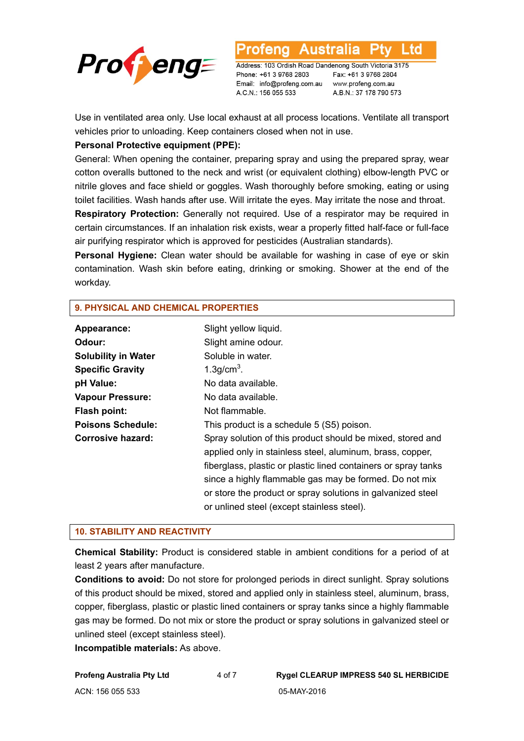Use in ventilated area only. Use local exhaust at all process locations. Ventilate all transport vehicles prior to unloading. Keep containers closed when not in use.

**Personal Protective equipment (PPE):**

General: When opening the container, preparing spray and using the prepared spray, wear cotton overalls buttoned to the neck and wrist (or equivalent clothing) elbow-length PVC or nitrile gloves and face shield or goggles. Wash thoroughly before smoking, eating or using toilet facilities. Wash hands after use. Will irritate the eyes. May irritate the nose and throat.

**Respiratory Protection:** Generally not required. Use of a respirator may be required in certain circumstances. If an inhalation risk exists, wear a properly fitted half-face or full-face air purifying respirator which is approved for pesticides (Australian standards).

**Personal Hygiene:** Clean water should be available for washing in case of eye or skin contamination. Wash skin before eating, drinking or smoking. Shower at the end of the workday.

## 9. PHYSICAL AND CHEMICAL PROPERTIES

| | |
|---|---|
| **Appearance:** | Slight yellow liquid. |
| **Odour:** | Slight amine odour. |
| **Solubility in Water** | Soluble in water. |
| **Specific Gravity** | 1.3g/cm$^3$. |
| **pH Value:** | No data available. |
| **Vapour Pressure:** | No data available. |
| **Flash point:** | Not flammable. |
| **Poisons Schedule:** | This product is a schedule 5 (S5) poison. |
| **Corrosive hazard:** | Spray solution of this product should be mixed, stored and applied only in stainless steel, aluminum, brass, copper, fiberglass, plastic or plastic lined containers or spray tanks since a highly flammable gas may be formed. Do not mix or store the product or spray solutions in galvanized steel or unlined steel (except stainless steel). |

## 10. STABILITY AND REACTIVITY

**Chemical Stability:** Product is considered stable in ambient conditions for a period of at least 2 years after manufacture.

**Conditions to avoid:** Do not store for prolonged periods in direct sunlight. Spray solutions of this product should be mixed, stored and applied only in stainless steel, aluminum, brass, copper, fiberglass, plastic or plastic lined containers or spray tanks since a highly flammable gas may be formed. Do not mix or store the product or spray solutions in galvanized steel or unlined steel (except stainless steel).

**Incompatible materials:** As above.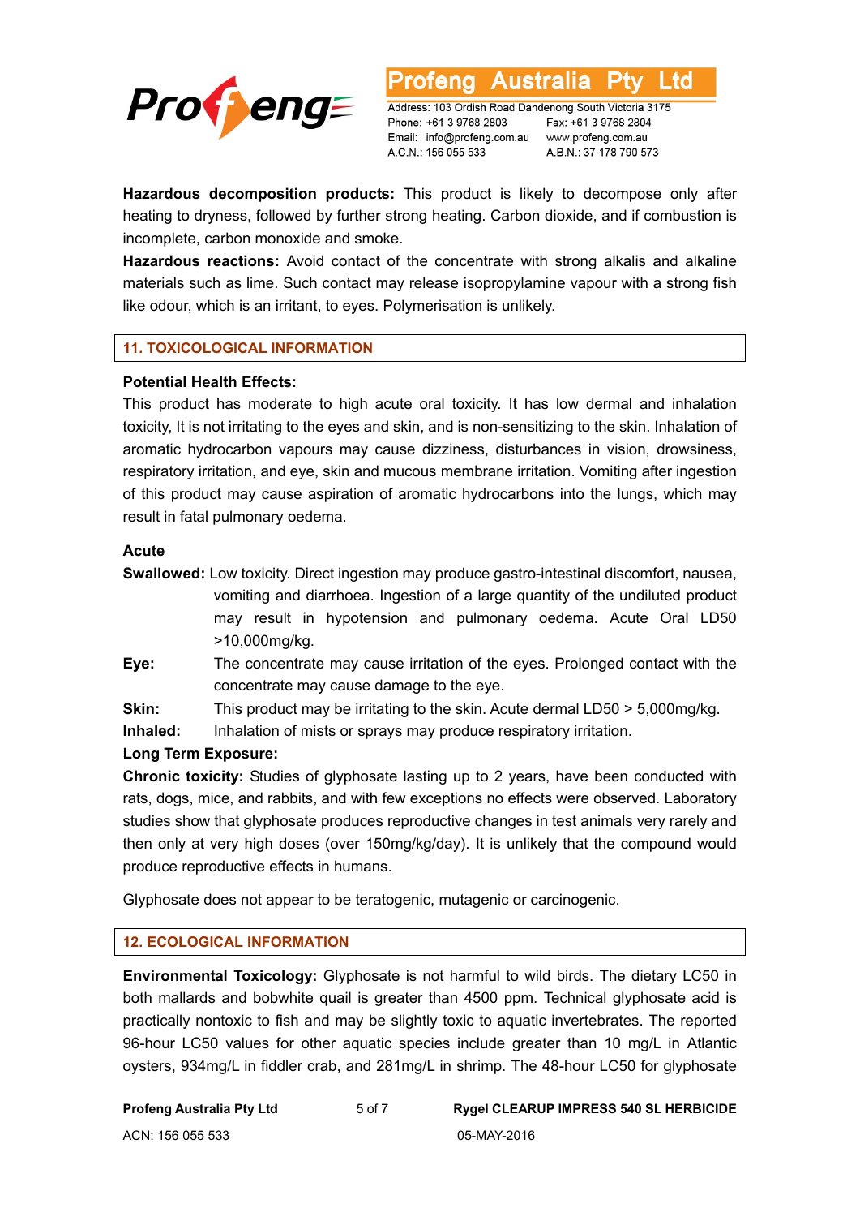**Hazardous decomposition products:** This product is likely to decompose only after heating to dryness, followed by further strong heating. Carbon dioxide, and if combustion is incomplete, carbon monoxide and smoke.

**Hazardous reactions:** Avoid contact of the concentrate with strong alkalis and alkaline materials such as lime. Such contact may release isopropylamine vapour with a strong fish like odour, which is an irritant, to eyes. Polymerisation is unlikely.

## 11. TOXICOLOGICAL INFORMATION

**Potential Health Effects:**

This product has moderate to high acute oral toxicity. It has low dermal and inhalation toxicity, It is not irritating to the eyes and skin, and is non-sensitizing to the skin. Inhalation of aromatic hydrocarbon vapours may cause dizziness, disturbances in vision, drowsiness, respiratory irritation, and eye, skin and mucous membrane irritation. Vomiting after ingestion of this product may cause aspiration of aromatic hydrocarbons into the lungs, which may result in fatal pulmonary oedema.

**Acute**

**Swallowed:** Low toxicity. Direct ingestion may produce gastro-intestinal discomfort, nausea, vomiting and diarrhoea. Ingestion of a large quantity of the undiluted product may result in hypotension and pulmonary oedema. Acute Oral LD50 >10,000mg/kg.

**Eye:** The concentrate may cause irritation of the eyes. Prolonged contact with the concentrate may cause damage to the eye.

**Skin:** This product may be irritating to the skin. Acute dermal LD50 > 5,000mg/kg.

**Inhaled:** Inhalation of mists or sprays may produce respiratory irritation.

**Long Term Exposure:**

**Chronic toxicity:** Studies of glyphosate lasting up to 2 years, have been conducted with rats, dogs, mice, and rabbits, and with few exceptions no effects were observed. Laboratory studies show that glyphosate produces reproductive changes in test animals very rarely and then only at very high doses (over 150mg/kg/day). It is unlikely that the compound would produce reproductive effects in humans.

Glyphosate does not appear to be teratogenic, mutagenic or carcinogenic.

## 12. ECOLOGICAL INFORMATION

**Environmental Toxicology:** Glyphosate is not harmful to wild birds. The dietary LC50 in both mallards and bobwhite quail is greater than 4500 ppm. Technical glyphosate acid is practically nontoxic to fish and may be slightly toxic to aquatic invertebrates. The reported 96-hour LC50 values for other aquatic species include greater than 10 mg/L in Atlantic oysters, 934mg/L in fiddler crab, and 281mg/L in shrimp. The 48-hour LC50 for glyphosate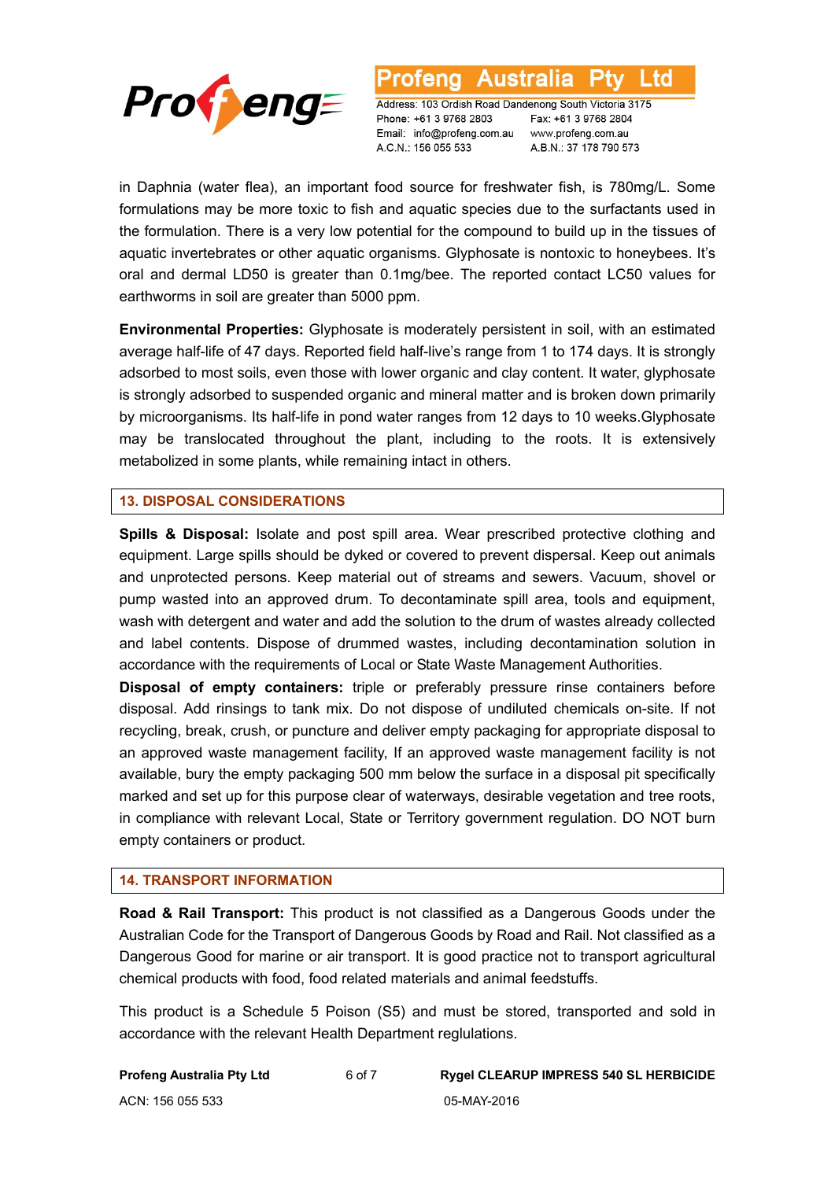in Daphnia (water flea), an important food source for freshwater fish, is 780mg/L. Some formulations may be more toxic to fish and aquatic species due to the surfactants used in the formulation. There is a very low potential for the compound to build up in the tissues of aquatic invertebrates or other aquatic organisms. Glyphosate is nontoxic to honeybees. It's oral and dermal LD50 is greater than 0.1mg/bee. The reported contact LC50 values for earthworms in soil are greater than 5000 ppm.

**Environmental Properties:** Glyphosate is moderately persistent in soil, with an estimated average half-life of 47 days. Reported field half-live's range from 1 to 174 days. It is strongly adsorbed to most soils, even those with lower organic and clay content. It water, glyphosate is strongly adsorbed to suspended organic and mineral matter and is broken down primarily by microorganisms. Its half-life in pond water ranges from 12 days to 10 weeks.Glyphosate may be translocated throughout the plant, including to the roots. It is extensively metabolized in some plants, while remaining intact in others.

## 13. DISPOSAL CONSIDERATIONS

**Spills & Disposal:** Isolate and post spill area. Wear prescribed protective clothing and equipment. Large spills should be dyked or covered to prevent dispersal. Keep out animals and unprotected persons. Keep material out of streams and sewers. Vacuum, shovel or pump wasted into an approved drum. To decontaminate spill area, tools and equipment, wash with detergent and water and add the solution to the drum of wastes already collected and label contents. Dispose of drummed wastes, including decontamination solution in accordance with the requirements of Local or State Waste Management Authorities.

**Disposal of empty containers:** triple or preferably pressure rinse containers before disposal. Add rinsings to tank mix. Do not dispose of undiluted chemicals on-site. If not recycling, break, crush, or puncture and deliver empty packaging for appropriate disposal to an approved waste management facility, If an approved waste management facility is not available, bury the empty packaging 500 mm below the surface in a disposal pit specifically marked and set up for this purpose clear of waterways, desirable vegetation and tree roots, in compliance with relevant Local, State or Territory government regulation. DO NOT burn empty containers or product.

## 14. TRANSPORT INFORMATION

**Road & Rail Transport:** This product is not classified as a Dangerous Goods under the Australian Code for the Transport of Dangerous Goods by Road and Rail. Not classified as a Dangerous Good for marine or air transport. It is good practice not to transport agricultural chemical products with food, food related materials and animal feedstuffs.

This product is a Schedule 5 Poison (S5) and must be stored, transported and sold in accordance with the relevant Health Department reglulations.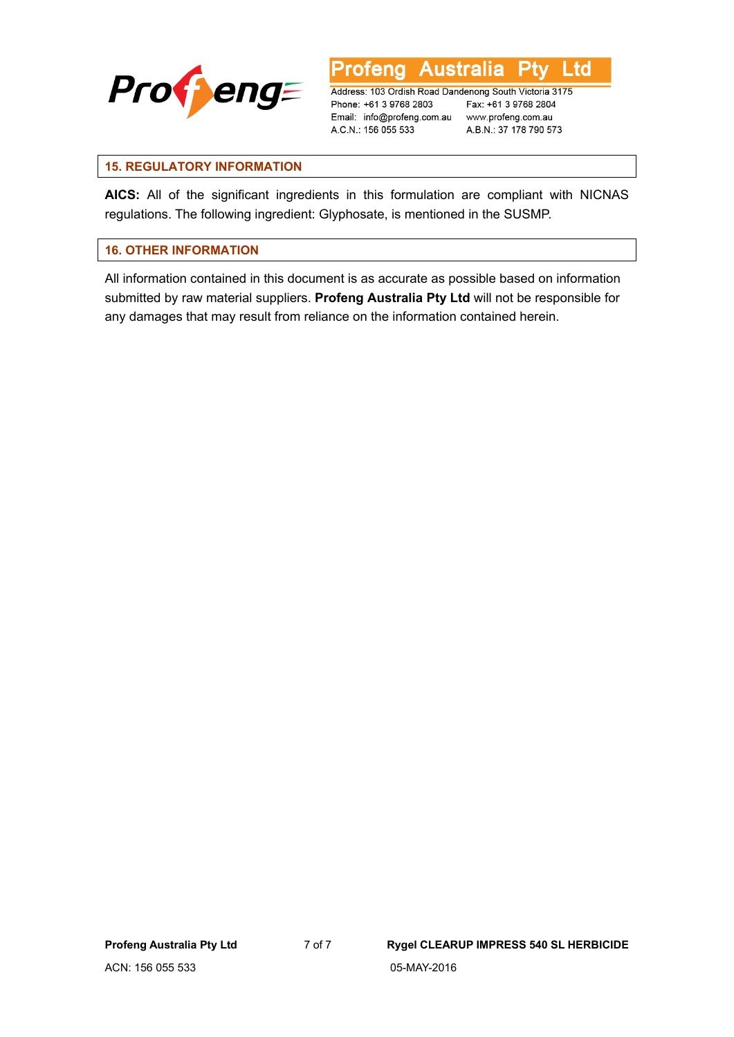## 15. REGULATORY INFORMATION

**AICS:** All of the significant ingredients in this formulation are compliant with NICNAS regulations. The following ingredient: Glyphosate, is mentioned in the SUSMP.

## 16. OTHER INFORMATION

All information contained in this document is as accurate as possible based on information submitted by raw material suppliers. **Profeng Australia Pty Ltd** will not be responsible for any damages that may result from reliance on the information contained herein.